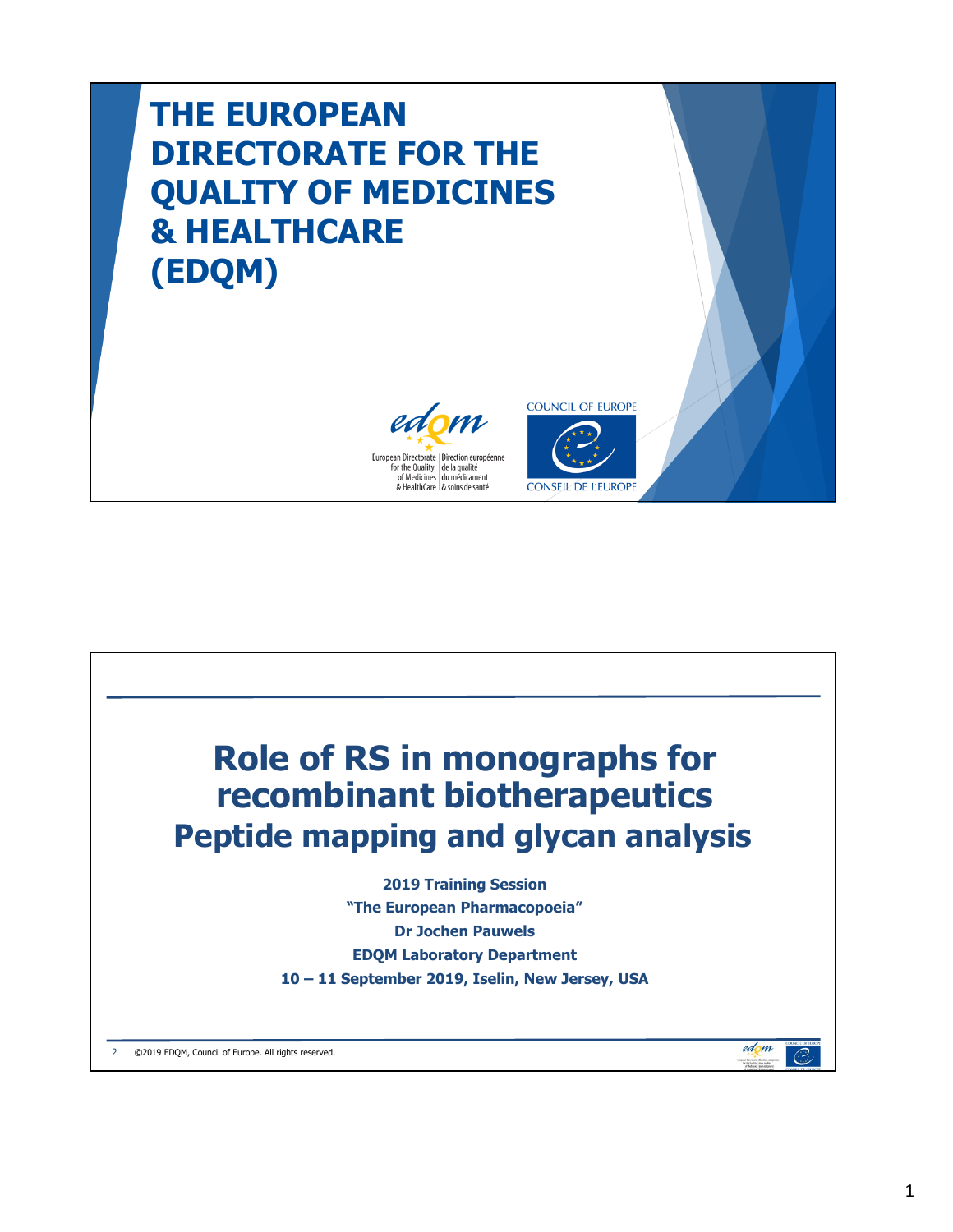# THE EUROPEAN DIRECTORATE FOR THE QUALITY OF MEDICINES & HEALTHCARE (EDQM)

European Directorate for the Quality of Medicines & HealthCare | Direction européenne de la qualité du médicament & soins de santé

COUNCIL OF EUROPE

CONSEIL DE L'EUROPE

---

# Role of RS in monographs for recombinant biotherapeutics

## Peptide mapping and glycan analysis

**2019 Training Session**

**"The European Pharmacopoeia"**

**Dr Jochen Pauwels**

**EDQM Laboratory Department**

**10 – 11 September 2019, Iselin, New Jersey, USA**

©2019 EDQM, Council of Europe. All rights reserved.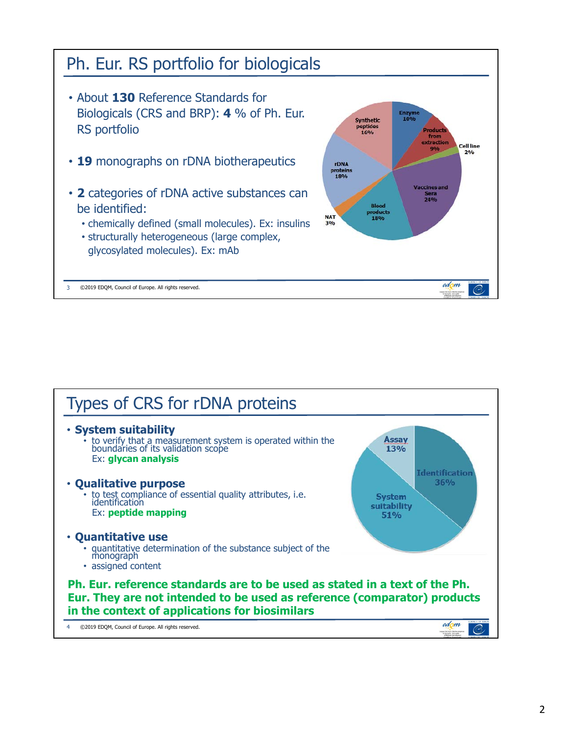## Ph. Eur. RS portfolio for biologicals

- About **130** Reference Standards for Biologicals (CRS and BRP): **4** % of Ph. Eur. RS portfolio
- **19** monographs on rDNA biotherapeutics
- **2** categories of rDNA active substances can be identified:
  - chemically defined (small molecules). Ex: insulins
  - structurally heterogeneous (large complex, glycosylated molecules). Ex: mAb

| Category | Share |
| --- | --- |
| Enzyme | 10% |
| Products from extraction | 9% |
| Cell line | 2% |
| Vaccines and Sera | 24% |
| Blood products | 18% |
| NAT | 3% |
| rDNA proteins | 18% |
| Synthetic peptides | 16% |

©2019 EDQM, Council of Europe. All rights reserved.

## Types of CRS for rDNA proteins

- **System suitability**
  - to verify that a measurement system is operated within the boundaries of its validation scope
    Ex: **glycan analysis**
- **Qualitative purpose**
  - to test compliance of essential quality attributes, i.e. identification
    Ex: **peptide mapping**
- **Quantitative use**
  - quantitative determination of the substance subject of the monograph
  - assigned content

| Type | Share |
| --- | --- |
| Assay | 13% |
| Identification | 36% |
| System suitability | 51% |

**Ph. Eur. reference standards are to be used as stated in a text of the Ph. Eur. They are not intended to be used as reference (comparator) products in the context of applications for biosimilars**

©2019 EDQM, Council of Europe. All rights reserved.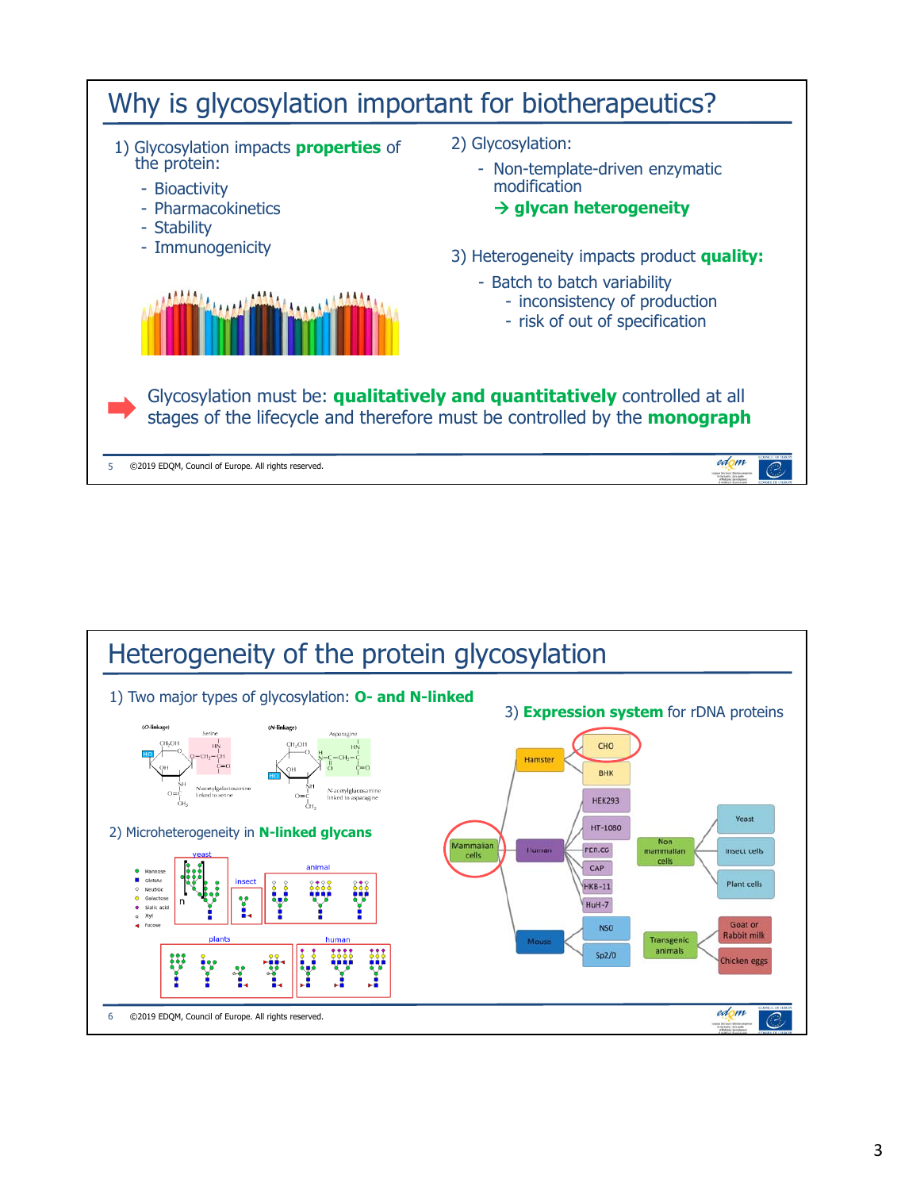## Why is glycosylation important for biotherapeutics?

1) Glycosylation impacts **properties** of the protein:
   - Bioactivity
   - Pharmacokinetics
   - Stability
   - Immunogenicity

2) Glycosylation:
   - Non-template-driven enzymatic modification

     → **glycan heterogeneity**

3) Heterogeneity impacts product **quality:**
   - Batch to batch variability
     - inconsistency of production
     - risk of out of specification

➡ Glycosylation must be: **qualitatively and quantitatively** controlled at all stages of the lifecycle and therefore must be controlled by the **monograph**

©2019 EDQM, Council of Europe. All rights reserved.

## Heterogeneity of the protein glycosylation

1) Two major types of glycosylation: **O- and N-linked**

(O-linkage) Serine — N-acetylgalactosamine linked to serine

(N-linkage) Asparagine — N-acetylglucosamine linked to asparagine

2) Microheterogeneity in **N-linked glycans**

Mannose, GlcNAc, Neu5Gc, Galactose, Sialic acid, Xyl, Fucose

yeast, insect, animal, plants, human

3) **Expression system** for rDNA proteins

- Mammalian cells
  - Hamster: CHO, BHK
  - Human: HEK293, HT-1080, PER.C6, CAP, HKB-11, HuH-7
  - Mouse: NS0, Sp2/0
- Non mammalian cells: Yeast, Insect cells, Plant cells
- Transgenic animals: Goat or Rabbit milk, Chicken eggs

©2019 EDQM, Council of Europe. All rights reserved.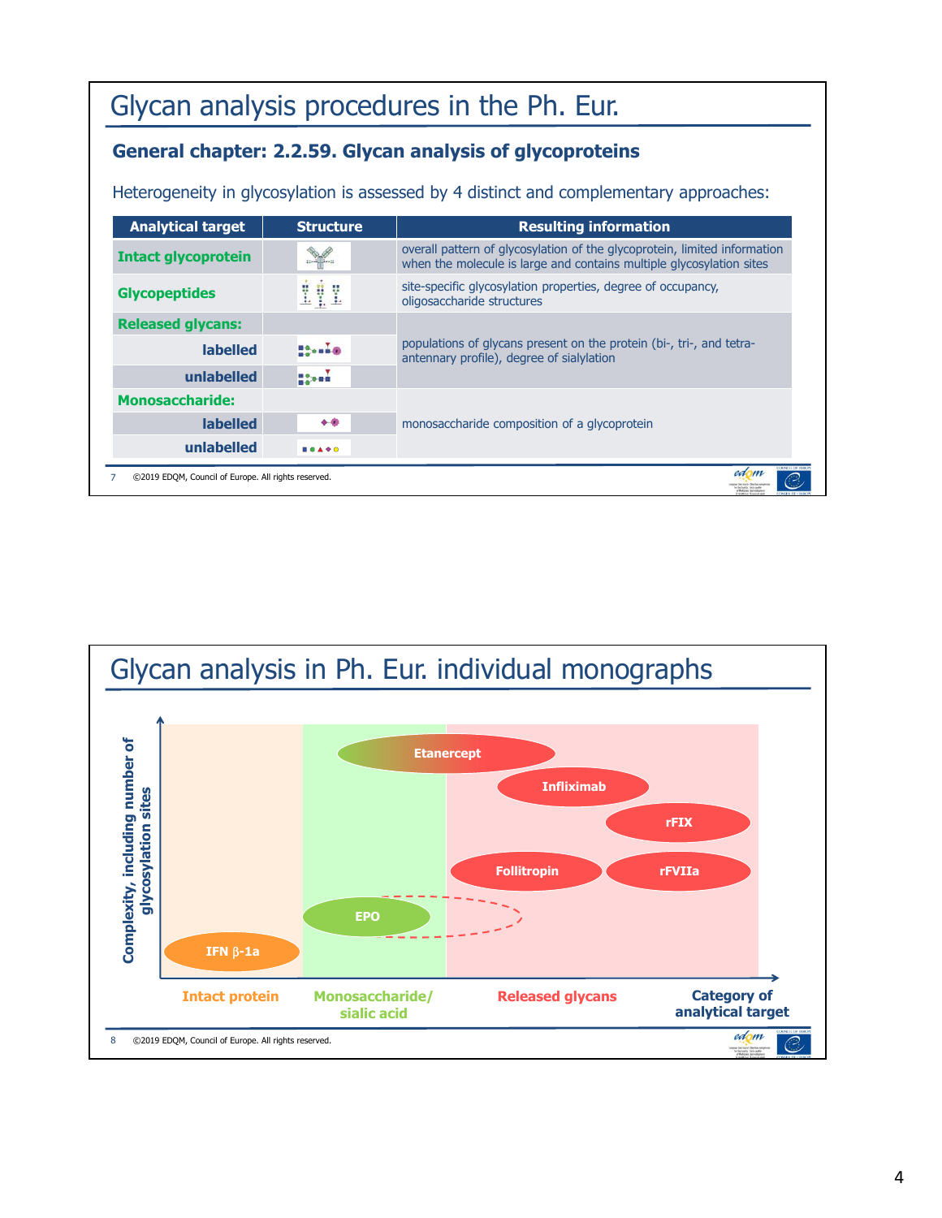# Glycan analysis procedures in the Ph. Eur.

### General chapter: 2.2.59. Glycan analysis of glycoproteins

Heterogeneity in glycosylation is assessed by 4 distinct and complementary approaches:

| Analytical target | Structure | Resulting information |
|---|---|---|
| **Intact glycoprotein** | | overall pattern of glycosylation of the glycoprotein, limited information when the molecule is large and contains multiple glycosylation sites |
| **Glycopeptides** | | site-specific glycosylation properties, degree of occupancy, oligosaccharide structures |
| **Released glycans:** | | populations of glycans present on the protein (bi-, tri-, and tetra-antennary profile), degree of sialylation |
| labelled | | |
| unlabelled | | |
| **Monosaccharide:** | | monosaccharide composition of a glycoprotein |
| labelled | | |
| unlabelled | | |

©2019 EDQM, Council of Europe. All rights reserved.

# Glycan analysis in Ph. Eur. individual monographs

Complexity, including number of glycosylation sites

- Intact protein: IFN β-1a
- Monosaccharide/sialic acid: EPO, Etanercept
- Released glycans: Etanercept, Infliximab, rFIX, Follitropin, rFVIIa, (EPO)

Category of analytical target

©2019 EDQM, Council of Europe. All rights reserved.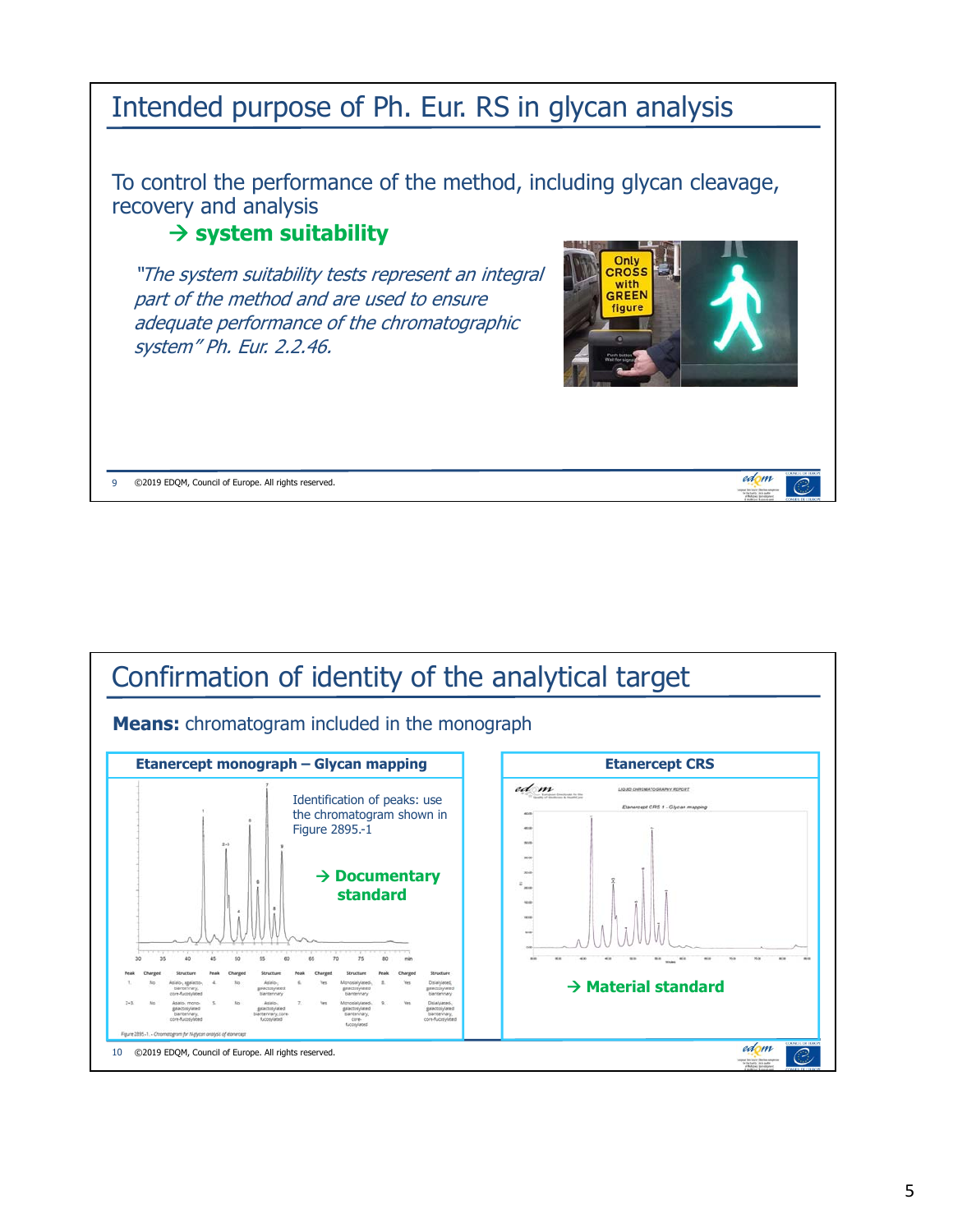## Intended purpose of Ph. Eur. RS in glycan analysis

To control the performance of the method, including glycan cleavage, recovery and analysis

→ **system suitability**

*"The system suitability tests represent an integral part of the method and are used to ensure adequate performance of the chromatographic system" Ph. Eur. 2.2.46.*

9 ©2019 EDQM, Council of Europe. All rights reserved.

## Confirmation of identity of the analytical target

**Means:** chromatogram included in the monograph

**Etanercept monograph – Glycan mapping**

Identification of peaks: use the chromatogram shown in Figure 2895.-1

→ **Documentary standard**

| Peak | Charged | Structure | Peak | Charged | Structure | Peak | Charged | Structure | Peak | Charged | Structure |
|---|---|---|---|---|---|---|---|---|---|---|---|
| 1. | No | Asialo-, agalacto-, biantennary, core-fucosylated | 4. | No | Asialo-, galactosylated biantennary | 6. | Yes | Monosialylated-, galactosylated biantennary | 8. | Yes | Disialylated, galactosylated biantennary |
| 2+3. | No | Asialo-, mono-galactosylated biantennary, core-fucosylated | 5. | No | Asialo-, galactosylated biantennary, core-fucosylated | 7. | Yes | Monosialylated-, galactosylated biantennary, core-fucosylated | 9. | Yes | Disialylated-, galactosylated biantennary, core-fucosylated |

Figure 2895.-1. – Chromatogram for N-glycan analysis of etanercept

**Etanercept CRS**

Etanercept CRS 1 - Glycan mapping

→ **Material standard**

10 ©2019 EDQM, Council of Europe. All rights reserved.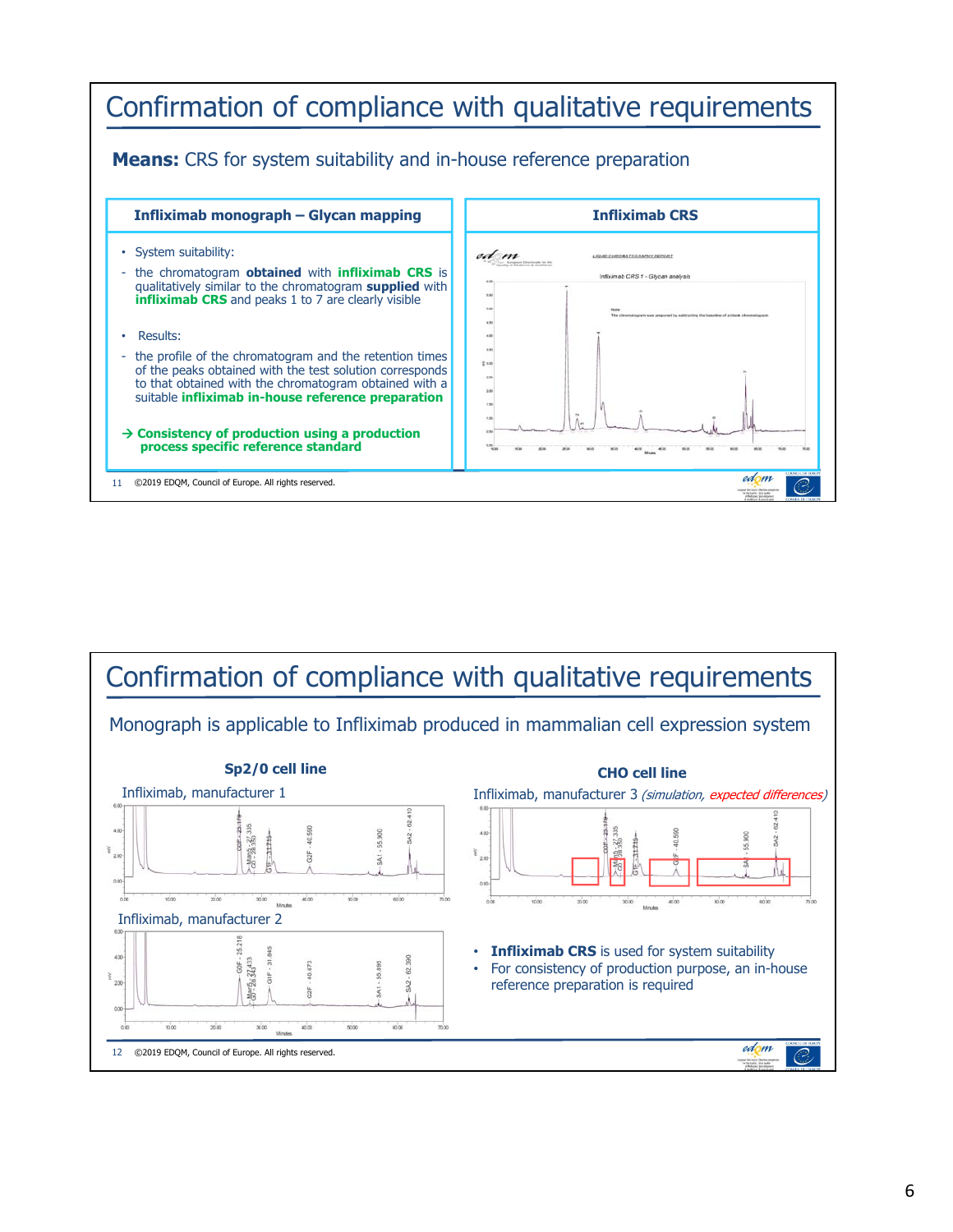# Confirmation of compliance with qualitative requirements

**Means:** CRS for system suitability and in-house reference preparation

| Infliximab monograph – Glycan mapping | Infliximab CRS |
| --- | --- |
| • System suitability:<br>- the chromatogram **obtained** with **infliximab CRS** is qualitatively similar to the chromatogram **supplied** with **infliximab CRS** and peaks 1 to 7 are clearly visible<br><br>• Results:<br>- the profile of the chromatogram and the retention times of the peaks obtained with the test solution corresponds to that obtained with the chromatogram obtained with a suitable **infliximab in-house reference preparation**<br><br>→ **Consistency of production using a production process specific reference standard** | |

©2019 EDQM, Council of Europe. All rights reserved.

# Confirmation of compliance with qualitative requirements

Monograph is applicable to Infliximab produced in mammalian cell expression system

**Sp2/0 cell line**

Infliximab, manufacturer 1

Infliximab, manufacturer 2

**CHO cell line**

Infliximab, manufacturer 3 *(simulation, expected differences)*

- **Infliximab CRS** is used for system suitability
- For consistency of production purpose, an in-house reference preparation is required

©2019 EDQM, Council of Europe. All rights reserved.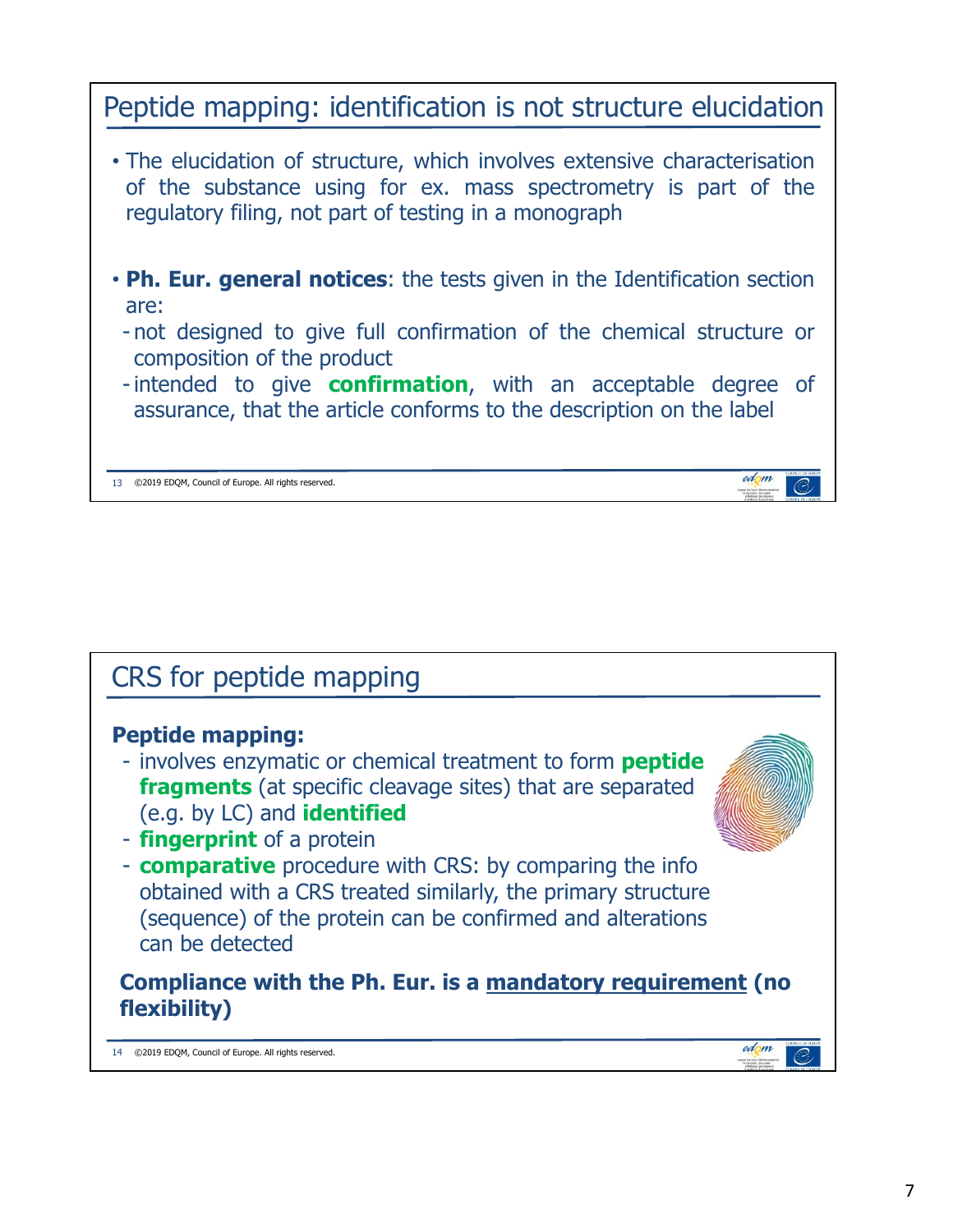## Peptide mapping: identification is not structure elucidation

- The elucidation of structure, which involves extensive characterisation of the substance using for ex. mass spectrometry is part of the regulatory filing, not part of testing in a monograph

- **Ph. Eur. general notices**: the tests given in the Identification section are:
  - not designed to give full confirmation of the chemical structure or composition of the product
  - intended to give **confirmation**, with an acceptable degree of assurance, that the article conforms to the description on the label

## CRS for peptide mapping

**Peptide mapping:**

- involves enzymatic or chemical treatment to form **peptide fragments** (at specific cleavage sites) that are separated (e.g. by LC) and **identified**
- **fingerprint** of a protein
- **comparative** procedure with CRS: by comparing the info obtained with a CRS treated similarly, the primary structure (sequence) of the protein can be confirmed and alterations can be detected

**Compliance with the Ph. Eur. is a <u>mandatory requirement</u> (no flexibility)**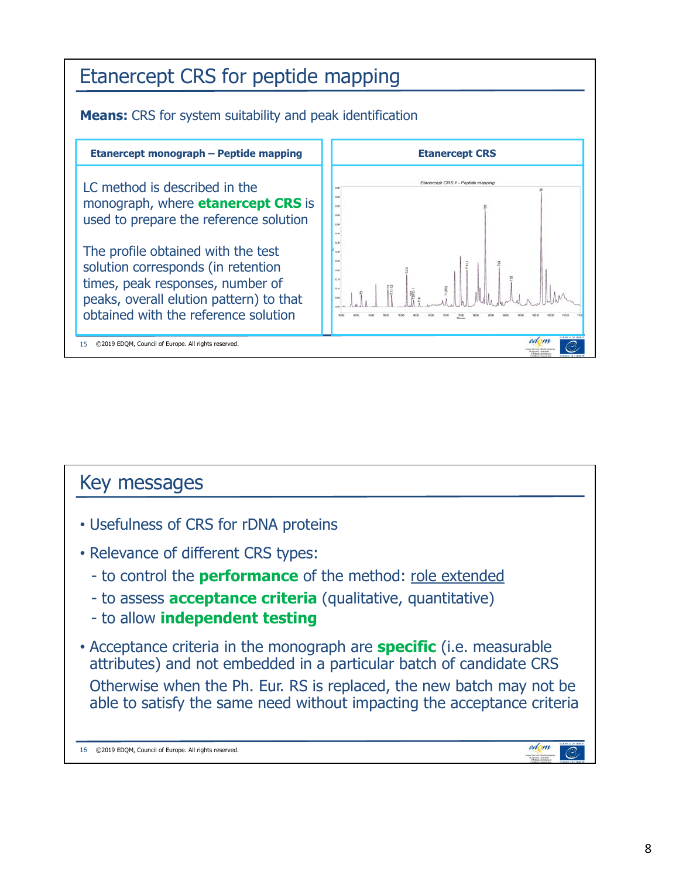## Etanercept CRS for peptide mapping

**Means:** CRS for system suitability and peak identification

| Etanercept monograph – Peptide mapping | Etanercept CRS |
| --- | --- |
| LC method is described in the monograph, where **etanercept CRS** is used to prepare the reference solution<br><br>The profile obtained with the test solution corresponds (in retention times, peak responses, number of peaks, overall elution pattern) to that obtained with the reference solution | *Etanercept CRS 1 - Peptide mapping* |

## Key messages

- Usefulness of CRS for rDNA proteins
- Relevance of different CRS types:
  - to control the **performance** of the method: role extended
  - to assess **acceptance criteria** (qualitative, quantitative)
  - to allow **independent testing**
- Acceptance criteria in the monograph are **specific** (i.e. measurable attributes) and not embedded in a particular batch of candidate CRS

  Otherwise when the Ph. Eur. RS is replaced, the new batch may not be able to satisfy the same need without impacting the acceptance criteria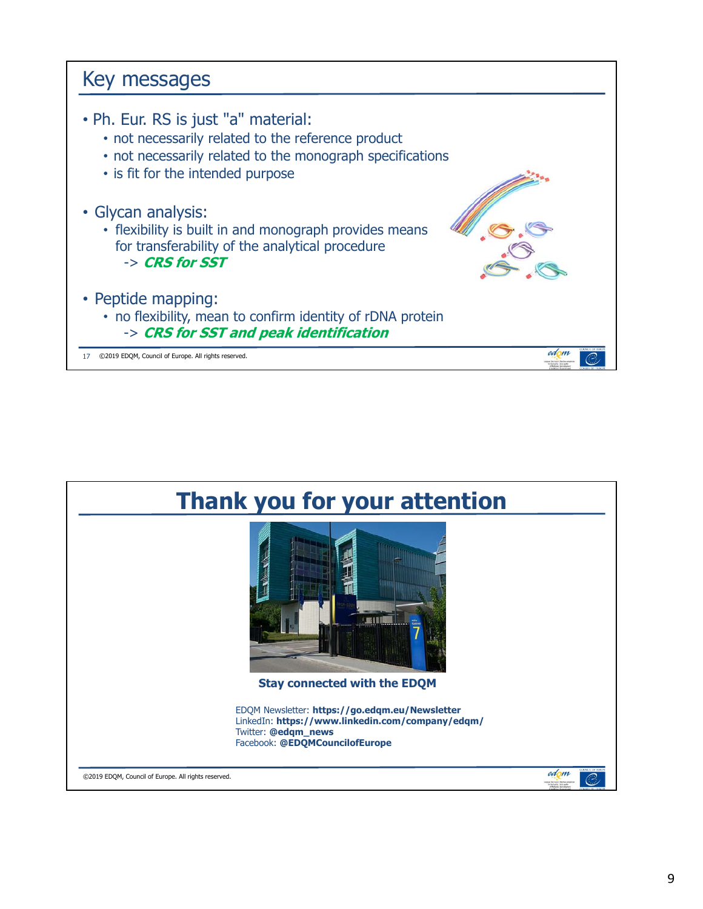## Key messages

- Ph. Eur. RS is just "a" material:
  - not necessarily related to the reference product
  - not necessarily related to the monograph specifications
  - is fit for the intended purpose
- Glycan analysis:
  - flexibility is built in and monograph provides means for transferability of the analytical procedure
    -> ***CRS for SST***
- Peptide mapping:
  - no flexibility, mean to confirm identity of rDNA protein
    -> ***CRS for SST and peak identification***

©2019 EDQM, Council of Europe. All rights reserved.

## Thank you for your attention

**Stay connected with the EDQM**

EDQM Newsletter: **https://go.edqm.eu/Newsletter**
LinkedIn: **https://www.linkedin.com/company/edqm/**
Twitter: **@edqm_news**
Facebook: **@EDQMCouncilofEurope**

©2019 EDQM, Council of Europe. All rights reserved.